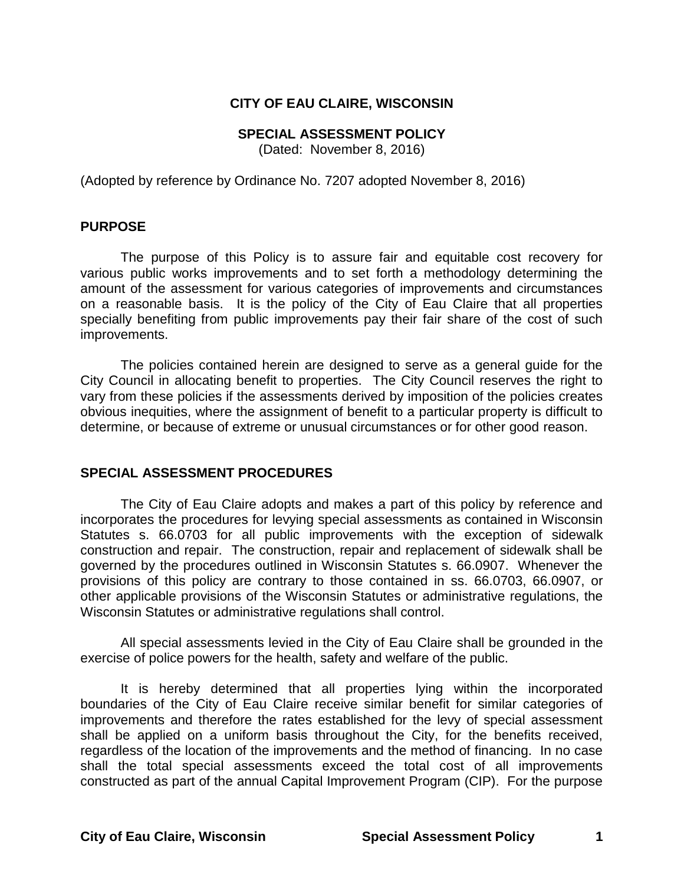# CITY OF EAU CLAIRE, WISCONSIN

## SPECIAL ASSESSMENT POLICY

(Dated: November 8, 2016)

(Adopted by reference by Ordinance No. 7207 adopted November 8, 2016)

### PURPOSE

The purpose of this Policy is to assure fair and equitable cost recovery for various public works improvements and to set forth a methodology determining the amount of the assessment for various categories of improvements and circumstances on a reasonable basis. It is the policy of the City of Eau Claire that all properties specially benefiting from public improvements pay their fair share of the cost of such improvements.

The policies contained herein are designed to serve as a general guide for the City Council in allocating benefit to properties. The City Council reserves the right to vary from these policies if the assessments derived by imposition of the policies creates obvious inequities, where the assignment of benefit to a particular property is difficult to determine, or because of extreme or unusual circumstances or for other good reason.

### SPECIAL ASSESSMENT PROCEDURES

The City of Eau Claire adopts and makes a part of this policy by reference and incorporates the procedures for levying special assessments as contained in Wisconsin Statutes s. 66.0703 for all public improvements with the exception of sidewalk construction and repair. The construction, repair and replacement of sidewalk shall be governed by the procedures outlined in Wisconsin Statutes s. 66.0907. Whenever the provisions of this policy are contrary to those contained in ss. 66.0703, 66.0907, or other applicable provisions of the Wisconsin Statutes or administrative regulations, the Wisconsin Statutes or administrative regulations shall control.

All special assessments levied in the City of Eau Claire shall be grounded in the exercise of police powers for the health, safety and welfare of the public.

It is hereby determined that all properties lying within the incorporated boundaries of the City of Eau Claire receive similar benefit for similar categories of improvements and therefore the rates established for the levy of special assessment shall be applied on a uniform basis throughout the City, for the benefits received, regardless of the location of the improvements and the method of financing. In no case shall the total special assessments exceed the total cost of all improvements constructed as part of the annual Capital Improvement Program (CIP). For the purpose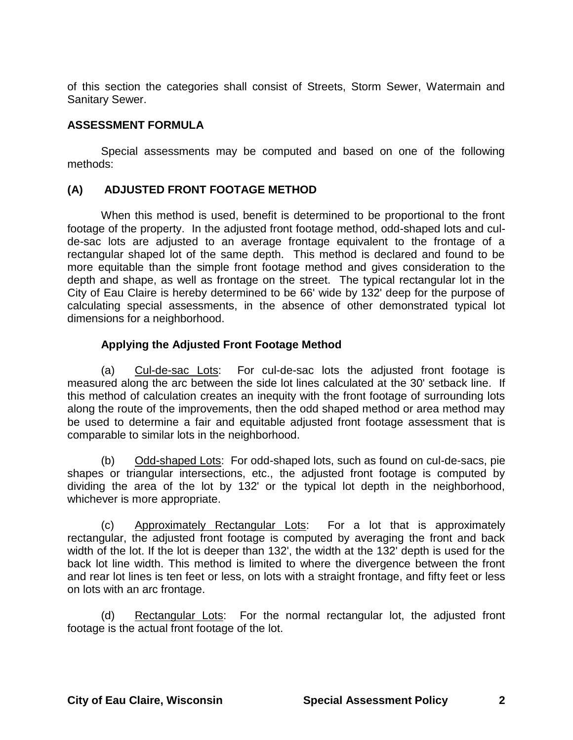of this section the categories shall consist of Streets, Storm Sewer, Watermain and Sanitary Sewer.

**ASSESSMENT FORMULA**

Special assessments may be computed and based on one of the following methods:

## (A) ADJUSTED FRONT FOOTAGE METHOD

When this method is used, benefit is determined to be proportional to the front footage of the property. In the adjusted front footage method, odd-shaped lots and cul-de-sac lots are adjusted to an average frontage equivalent to the frontage of a rectangular shaped lot of the same depth. This method is declared and found to be more equitable than the simple front footage method and gives consideration to the depth and shape, as well as frontage on the street. The typical rectangular lot in the City of Eau Claire is hereby determined to be 66' wide by 132' deep for the purpose of calculating special assessments, in the absence of other demonstrated typical lot dimensions for a neighborhood.

### Applying the Adjusted Front Footage Method

(a) Cul-de-sac Lots: For cul-de-sac lots the adjusted front footage is measured along the arc between the side lot lines calculated at the 30' setback line. If this method of calculation creates an inequity with the front footage of surrounding lots along the route of the improvements, then the odd shaped method or area method may be used to determine a fair and equitable adjusted front footage assessment that is comparable to similar lots in the neighborhood.

(b) Odd-shaped Lots: For odd-shaped lots, such as found on cul-de-sacs, pie shapes or triangular intersections, etc., the adjusted front footage is computed by dividing the area of the lot by 132' or the typical lot depth in the neighborhood, whichever is more appropriate.

(c) Approximately Rectangular Lots: For a lot that is approximately rectangular, the adjusted front footage is computed by averaging the front and back width of the lot. If the lot is deeper than 132', the width at the 132' depth is used for the back lot line width. This method is limited to where the divergence between the front and rear lot lines is ten feet or less, on lots with a straight frontage, and fifty feet or less on lots with an arc frontage.

(d) Rectangular Lots: For the normal rectangular lot, the adjusted front footage is the actual front footage of the lot.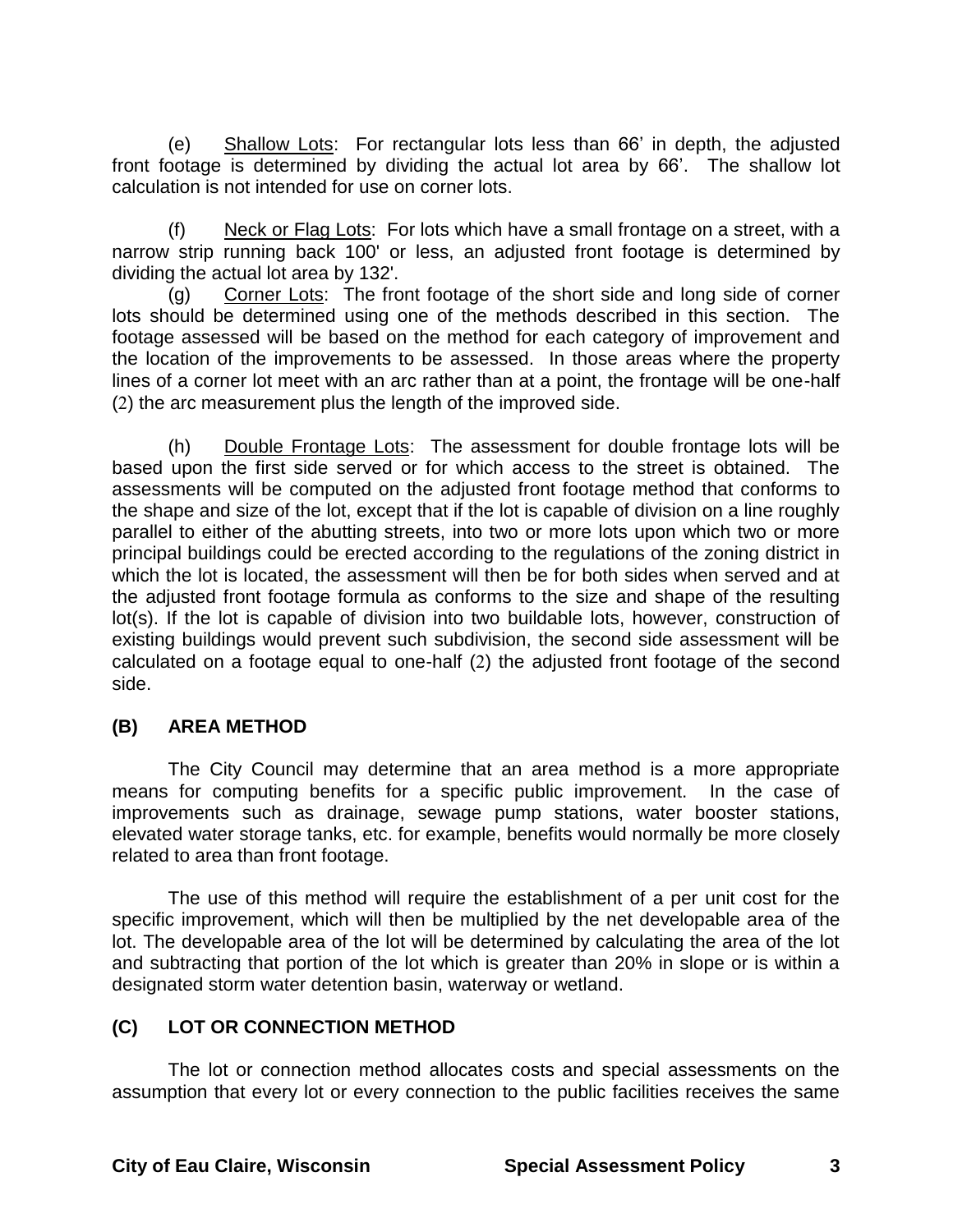(e) Shallow Lots: For rectangular lots less than 66' in depth, the adjusted front footage is determined by dividing the actual lot area by 66'. The shallow lot calculation is not intended for use on corner lots.

(f) Neck or Flag Lots: For lots which have a small frontage on a street, with a narrow strip running back 100' or less, an adjusted front footage is determined by dividing the actual lot area by 132'.

(g) Corner Lots: The front footage of the short side and long side of corner lots should be determined using one of the methods described in this section. The footage assessed will be based on the method for each category of improvement and the location of the improvements to be assessed. In those areas where the property lines of a corner lot meet with an arc rather than at a point, the frontage will be one-half (2) the arc measurement plus the length of the improved side.

(h) Double Frontage Lots: The assessment for double frontage lots will be based upon the first side served or for which access to the street is obtained. The assessments will be computed on the adjusted front footage method that conforms to the shape and size of the lot, except that if the lot is capable of division on a line roughly parallel to either of the abutting streets, into two or more lots upon which two or more principal buildings could be erected according to the regulations of the zoning district in which the lot is located, the assessment will then be for both sides when served and at the adjusted front footage formula as conforms to the size and shape of the resulting lot(s). If the lot is capable of division into two buildable lots, however, construction of existing buildings would prevent such subdivision, the second side assessment will be calculated on a footage equal to one-half (2) the adjusted front footage of the second side.

## (B) AREA METHOD

The City Council may determine that an area method is a more appropriate means for computing benefits for a specific public improvement. In the case of improvements such as drainage, sewage pump stations, water booster stations, elevated water storage tanks, etc. for example, benefits would normally be more closely related to area than front footage.

The use of this method will require the establishment of a per unit cost for the specific improvement, which will then be multiplied by the net developable area of the lot. The developable area of the lot will be determined by calculating the area of the lot and subtracting that portion of the lot which is greater than 20% in slope or is within a designated storm water detention basin, waterway or wetland.

## (C) LOT OR CONNECTION METHOD

The lot or connection method allocates costs and special assessments on the assumption that every lot or every connection to the public facilities receives the same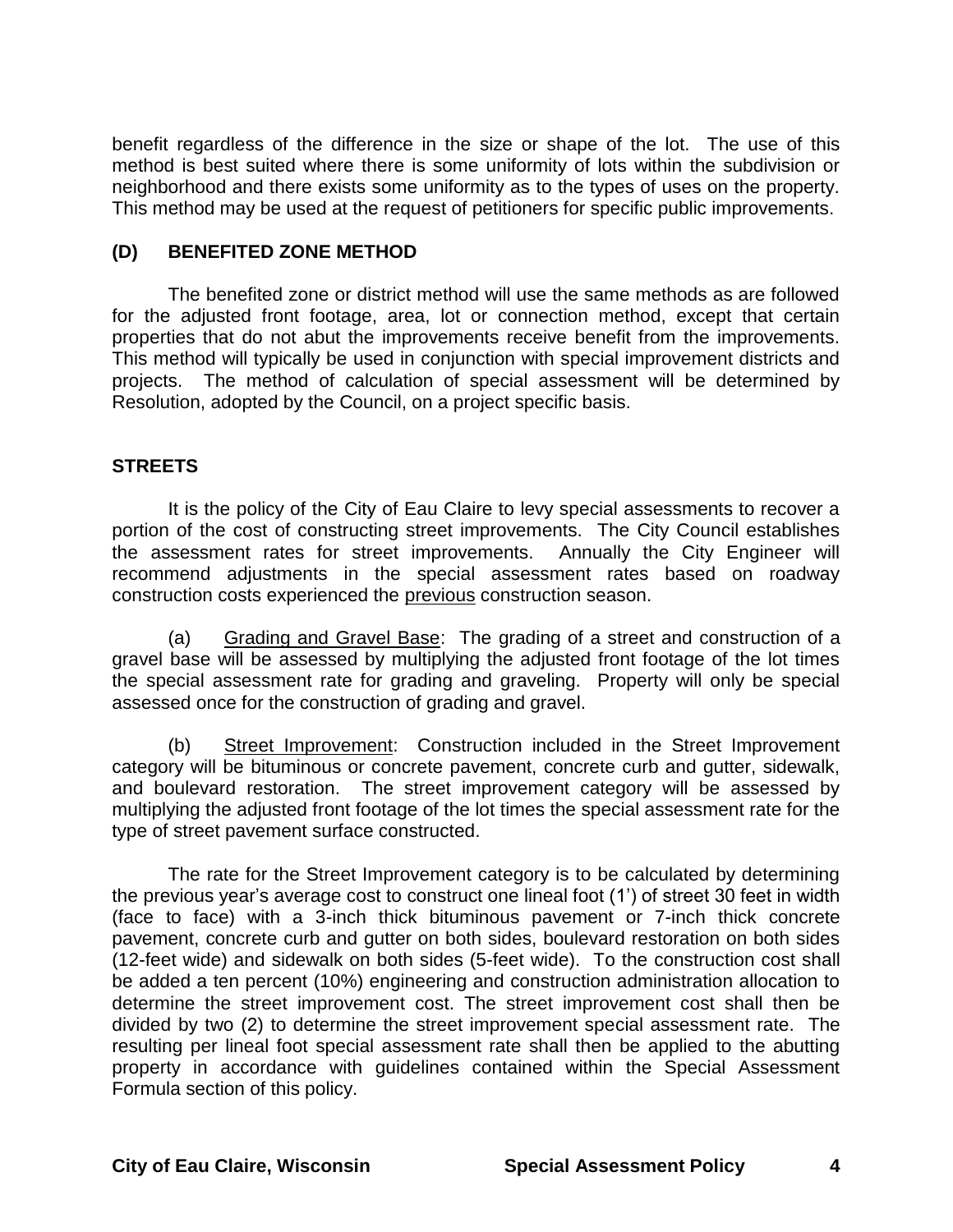benefit regardless of the difference in the size or shape of the lot. The use of this method is best suited where there is some uniformity of lots within the subdivision or neighborhood and there exists some uniformity as to the types of uses on the property. This method may be used at the request of petitioners for specific public improvements.

### (D) BENEFITED ZONE METHOD

The benefited zone or district method will use the same methods as are followed for the adjusted front footage, area, lot or connection method, except that certain properties that do not abut the improvements receive benefit from the improvements. This method will typically be used in conjunction with special improvement districts and projects. The method of calculation of special assessment will be determined by Resolution, adopted by the Council, on a project specific basis.

## STREETS

It is the policy of the City of Eau Claire to levy special assessments to recover a portion of the cost of constructing street improvements. The City Council establishes the assessment rates for street improvements. Annually the City Engineer will recommend adjustments in the special assessment rates based on roadway construction costs experienced the <u>previous</u> construction season.

(a) <u>Grading and Gravel Base</u>: The grading of a street and construction of a gravel base will be assessed by multiplying the adjusted front footage of the lot times the special assessment rate for grading and graveling. Property will only be special assessed once for the construction of grading and gravel.

(b) <u>Street Improvement</u>: Construction included in the Street Improvement category will be bituminous or concrete pavement, concrete curb and gutter, sidewalk, and boulevard restoration. The street improvement category will be assessed by multiplying the adjusted front footage of the lot times the special assessment rate for the type of street pavement surface constructed.

The rate for the Street Improvement category is to be calculated by determining the previous year's average cost to construct one lineal foot (1') of street 30 feet in width (face to face) with a 3-inch thick bituminous pavement or 7-inch thick concrete pavement, concrete curb and gutter on both sides, boulevard restoration on both sides (12-feet wide) and sidewalk on both sides (5-feet wide). To the construction cost shall be added a ten percent (10%) engineering and construction administration allocation to determine the street improvement cost. The street improvement cost shall then be divided by two (2) to determine the street improvement special assessment rate. The resulting per lineal foot special assessment rate shall then be applied to the abutting property in accordance with guidelines contained within the Special Assessment Formula section of this policy.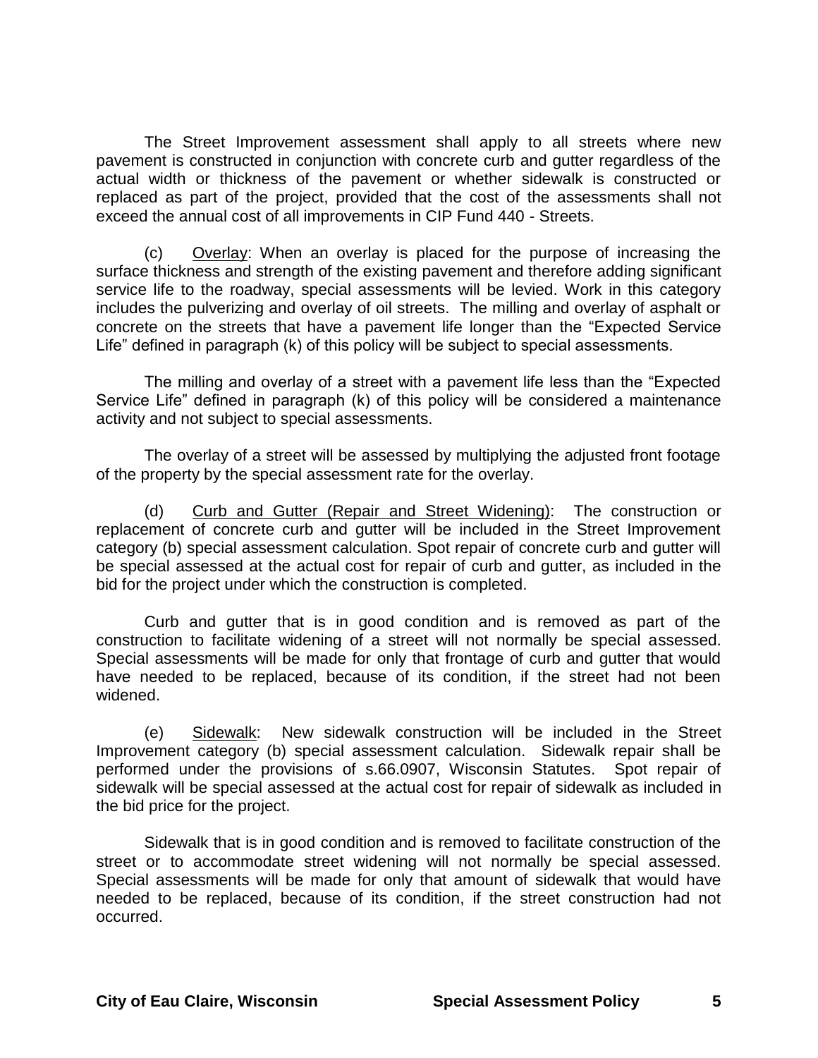The Street Improvement assessment shall apply to all streets where new pavement is constructed in conjunction with concrete curb and gutter regardless of the actual width or thickness of the pavement or whether sidewalk is constructed or replaced as part of the project, provided that the cost of the assessments shall not exceed the annual cost of all improvements in CIP Fund 440 - Streets.

(c) Overlay: When an overlay is placed for the purpose of increasing the surface thickness and strength of the existing pavement and therefore adding significant service life to the roadway, special assessments will be levied. Work in this category includes the pulverizing and overlay of oil streets. The milling and overlay of asphalt or concrete on the streets that have a pavement life longer than the "Expected Service Life" defined in paragraph (k) of this policy will be subject to special assessments.

The milling and overlay of a street with a pavement life less than the "Expected Service Life" defined in paragraph (k) of this policy will be considered a maintenance activity and not subject to special assessments.

The overlay of a street will be assessed by multiplying the adjusted front footage of the property by the special assessment rate for the overlay.

(d) Curb and Gutter (Repair and Street Widening): The construction or replacement of concrete curb and gutter will be included in the Street Improvement category (b) special assessment calculation. Spot repair of concrete curb and gutter will be special assessed at the actual cost for repair of curb and gutter, as included in the bid for the project under which the construction is completed.

Curb and gutter that is in good condition and is removed as part of the construction to facilitate widening of a street will not normally be special assessed. Special assessments will be made for only that frontage of curb and gutter that would have needed to be replaced, because of its condition, if the street had not been widened.

(e) Sidewalk: New sidewalk construction will be included in the Street Improvement category (b) special assessment calculation. Sidewalk repair shall be performed under the provisions of s.66.0907, Wisconsin Statutes. Spot repair of sidewalk will be special assessed at the actual cost for repair of sidewalk as included in the bid price for the project.

Sidewalk that is in good condition and is removed to facilitate construction of the street or to accommodate street widening will not normally be special assessed. Special assessments will be made for only that amount of sidewalk that would have needed to be replaced, because of its condition, if the street construction had not occurred.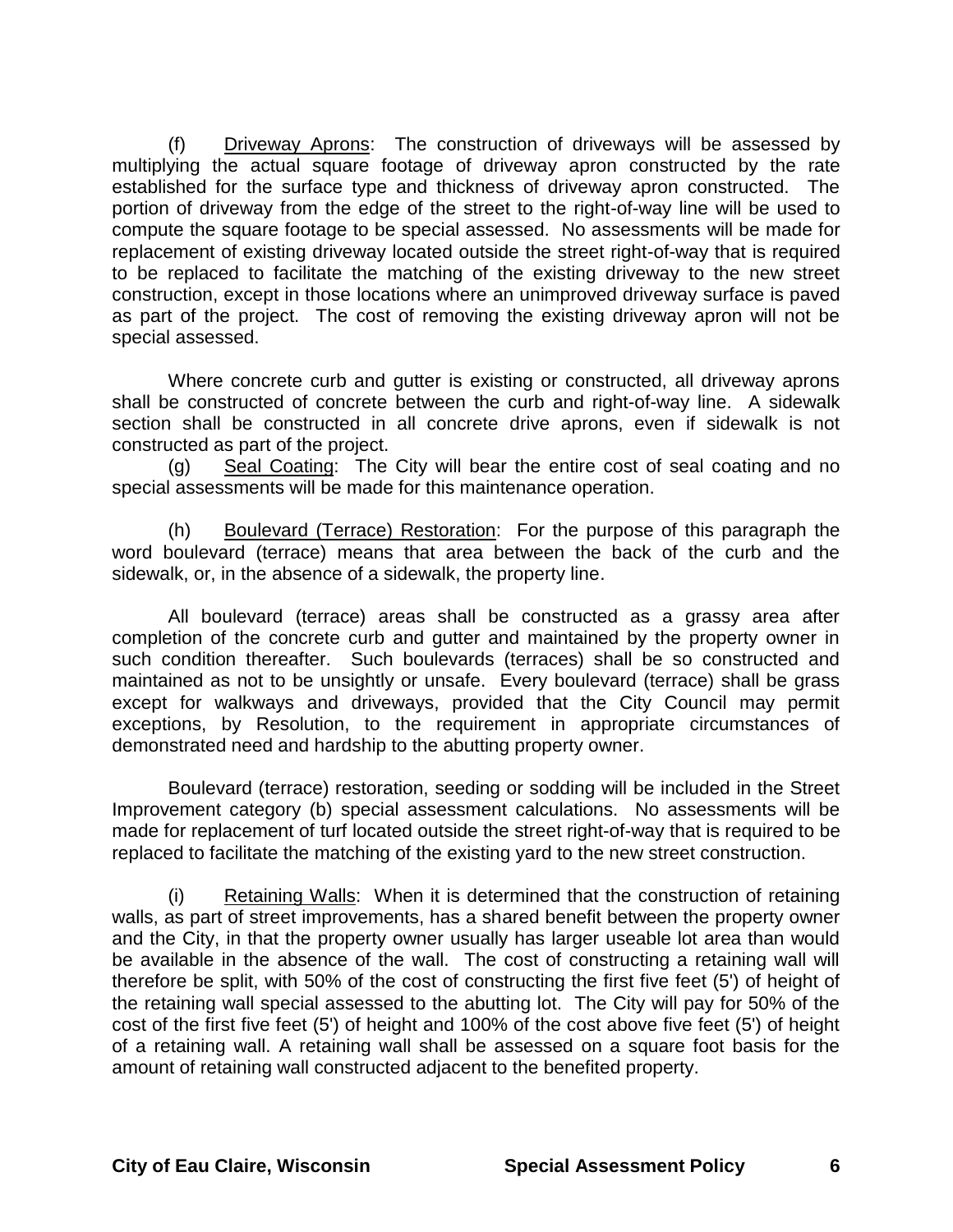(f) Driveway Aprons: The construction of driveways will be assessed by multiplying the actual square footage of driveway apron constructed by the rate established for the surface type and thickness of driveway apron constructed. The portion of driveway from the edge of the street to the right-of-way line will be used to compute the square footage to be special assessed. No assessments will be made for replacement of existing driveway located outside the street right-of-way that is required to be replaced to facilitate the matching of the existing driveway to the new street construction, except in those locations where an unimproved driveway surface is paved as part of the project. The cost of removing the existing driveway apron will not be special assessed.

Where concrete curb and gutter is existing or constructed, all driveway aprons shall be constructed of concrete between the curb and right-of-way line. A sidewalk section shall be constructed in all concrete drive aprons, even if sidewalk is not constructed as part of the project.

(g) Seal Coating: The City will bear the entire cost of seal coating and no special assessments will be made for this maintenance operation.

(h) Boulevard (Terrace) Restoration: For the purpose of this paragraph the word boulevard (terrace) means that area between the back of the curb and the sidewalk, or, in the absence of a sidewalk, the property line.

All boulevard (terrace) areas shall be constructed as a grassy area after completion of the concrete curb and gutter and maintained by the property owner in such condition thereafter. Such boulevards (terraces) shall be so constructed and maintained as not to be unsightly or unsafe. Every boulevard (terrace) shall be grass except for walkways and driveways, provided that the City Council may permit exceptions, by Resolution, to the requirement in appropriate circumstances of demonstrated need and hardship to the abutting property owner.

Boulevard (terrace) restoration, seeding or sodding will be included in the Street Improvement category (b) special assessment calculations. No assessments will be made for replacement of turf located outside the street right-of-way that is required to be replaced to facilitate the matching of the existing yard to the new street construction.

(i) Retaining Walls: When it is determined that the construction of retaining walls, as part of street improvements, has a shared benefit between the property owner and the City, in that the property owner usually has larger useable lot area than would be available in the absence of the wall. The cost of constructing a retaining wall will therefore be split, with 50% of the cost of constructing the first five feet (5') of height of the retaining wall special assessed to the abutting lot. The City will pay for 50% of the cost of the first five feet (5') of height and 100% of the cost above five feet (5') of height of a retaining wall. A retaining wall shall be assessed on a square foot basis for the amount of retaining wall constructed adjacent to the benefited property.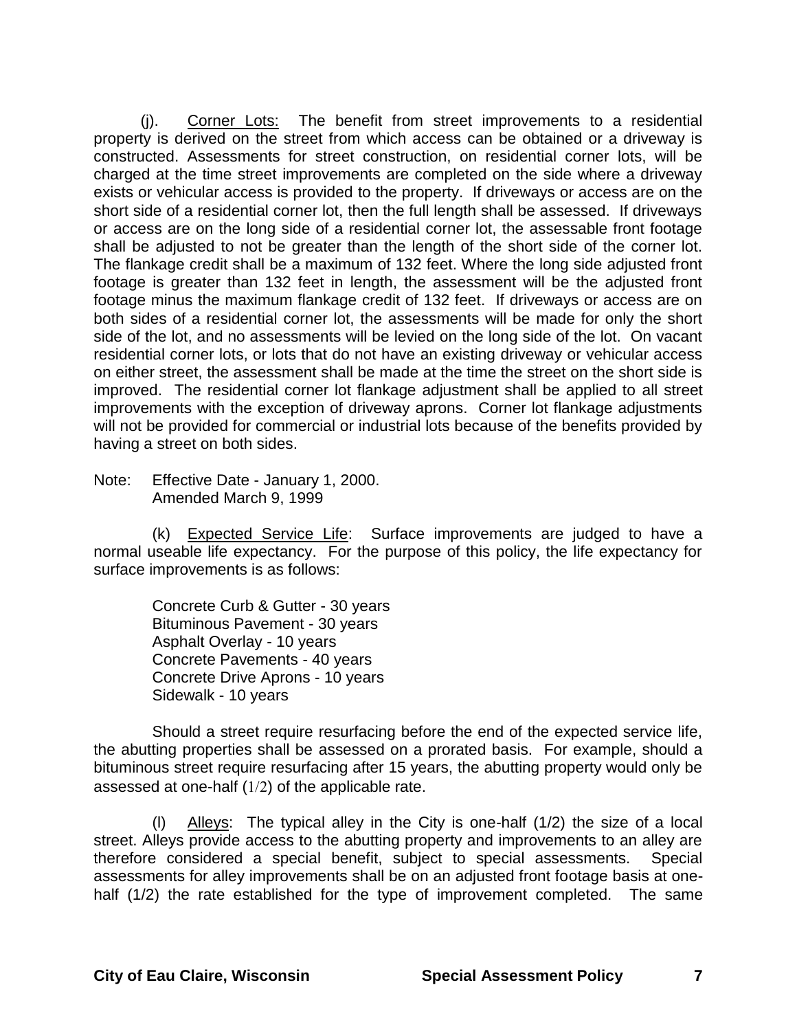(j). Corner Lots: The benefit from street improvements to a residential property is derived on the street from which access can be obtained or a driveway is constructed. Assessments for street construction, on residential corner lots, will be charged at the time street improvements are completed on the side where a driveway exists or vehicular access is provided to the property. If driveways or access are on the short side of a residential corner lot, then the full length shall be assessed. If driveways or access are on the long side of a residential corner lot, the assessable front footage shall be adjusted to not be greater than the length of the short side of the corner lot. The flankage credit shall be a maximum of 132 feet. Where the long side adjusted front footage is greater than 132 feet in length, the assessment will be the adjusted front footage minus the maximum flankage credit of 132 feet. If driveways or access are on both sides of a residential corner lot, the assessments will be made for only the short side of the lot, and no assessments will be levied on the long side of the lot. On vacant residential corner lots, or lots that do not have an existing driveway or vehicular access on either street, the assessment shall be made at the time the street on the short side is improved. The residential corner lot flankage adjustment shall be applied to all street improvements with the exception of driveway aprons. Corner lot flankage adjustments will not be provided for commercial or industrial lots because of the benefits provided by having a street on both sides.

Note: Effective Date - January 1, 2000.
Amended March 9, 1999

(k) Expected Service Life: Surface improvements are judged to have a normal useable life expectancy. For the purpose of this policy, the life expectancy for surface improvements is as follows:

Concrete Curb & Gutter - 30 years
Bituminous Pavement - 30 years
Asphalt Overlay - 10 years
Concrete Pavements - 40 years
Concrete Drive Aprons - 10 years
Sidewalk - 10 years

Should a street require resurfacing before the end of the expected service life, the abutting properties shall be assessed on a prorated basis. For example, should a bituminous street require resurfacing after 15 years, the abutting property would only be assessed at one-half (1/2) of the applicable rate.

(l) Alleys: The typical alley in the City is one-half (1/2) the size of a local street. Alleys provide access to the abutting property and improvements to an alley are therefore considered a special benefit, subject to special assessments. Special assessments for alley improvements shall be on an adjusted front footage basis at one-half (1/2) the rate established for the type of improvement completed. The same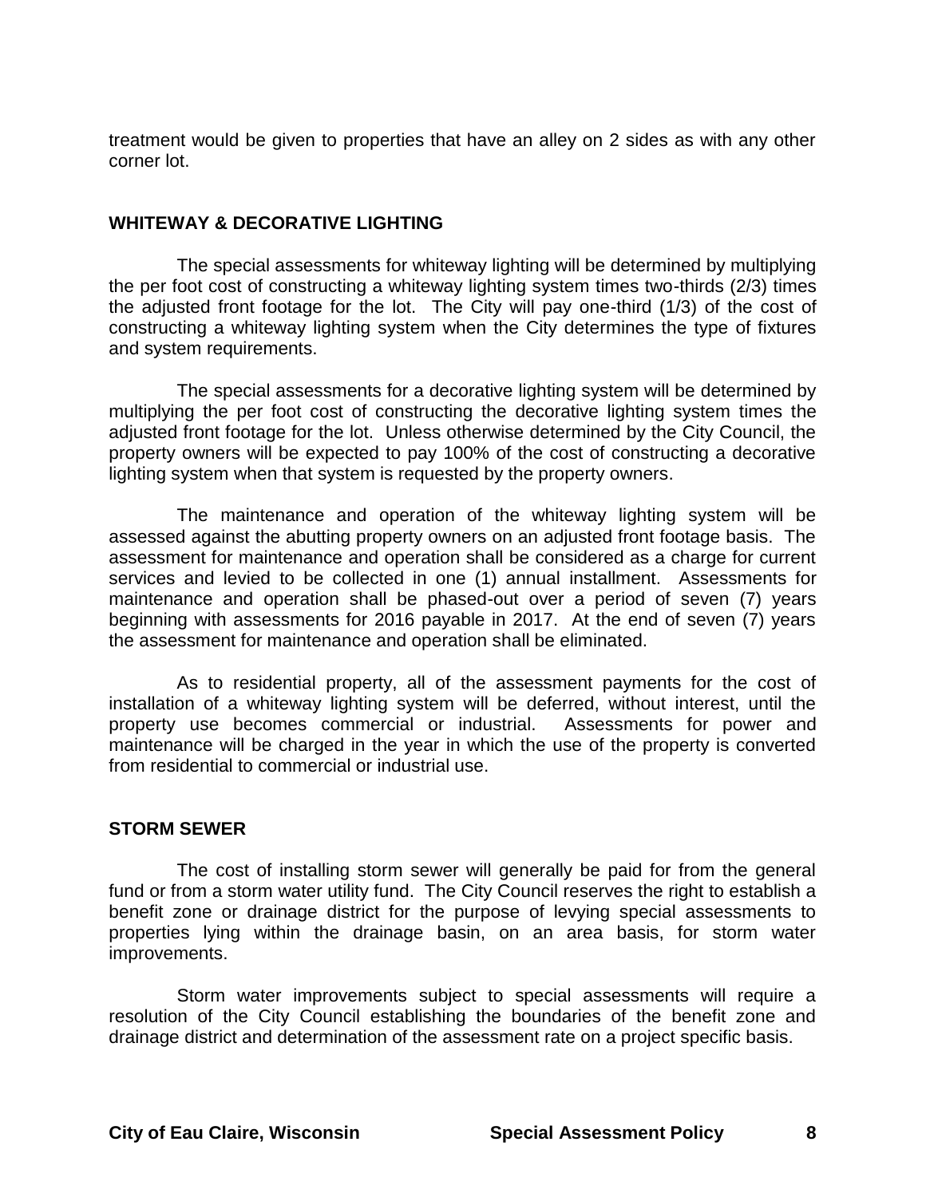treatment would be given to properties that have an alley on 2 sides as with any other corner lot.

## WHITEWAY & DECORATIVE LIGHTING

The special assessments for whiteway lighting will be determined by multiplying the per foot cost of constructing a whiteway lighting system times two-thirds (2/3) times the adjusted front footage for the lot. The City will pay one-third (1/3) of the cost of constructing a whiteway lighting system when the City determines the type of fixtures and system requirements.

The special assessments for a decorative lighting system will be determined by multiplying the per foot cost of constructing the decorative lighting system times the adjusted front footage for the lot. Unless otherwise determined by the City Council, the property owners will be expected to pay 100% of the cost of constructing a decorative lighting system when that system is requested by the property owners.

The maintenance and operation of the whiteway lighting system will be assessed against the abutting property owners on an adjusted front footage basis. The assessment for maintenance and operation shall be considered as a charge for current services and levied to be collected in one (1) annual installment. Assessments for maintenance and operation shall be phased-out over a period of seven (7) years beginning with assessments for 2016 payable in 2017. At the end of seven (7) years the assessment for maintenance and operation shall be eliminated.

As to residential property, all of the assessment payments for the cost of installation of a whiteway lighting system will be deferred, without interest, until the property use becomes commercial or industrial. Assessments for power and maintenance will be charged in the year in which the use of the property is converted from residential to commercial or industrial use.

## STORM SEWER

The cost of installing storm sewer will generally be paid for from the general fund or from a storm water utility fund. The City Council reserves the right to establish a benefit zone or drainage district for the purpose of levying special assessments to properties lying within the drainage basin, on an area basis, for storm water improvements.

Storm water improvements subject to special assessments will require a resolution of the City Council establishing the boundaries of the benefit zone and drainage district and determination of the assessment rate on a project specific basis.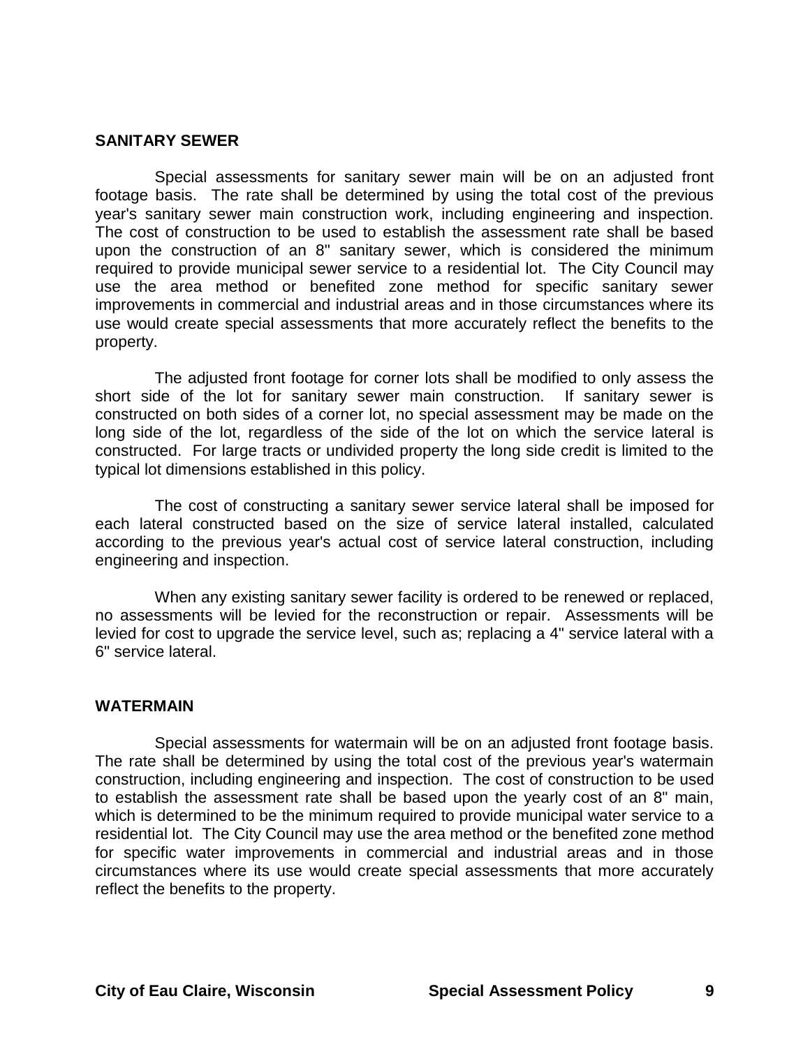## SANITARY SEWER

Special assessments for sanitary sewer main will be on an adjusted front footage basis. The rate shall be determined by using the total cost of the previous year's sanitary sewer main construction work, including engineering and inspection. The cost of construction to be used to establish the assessment rate shall be based upon the construction of an 8" sanitary sewer, which is considered the minimum required to provide municipal sewer service to a residential lot. The City Council may use the area method or benefited zone method for specific sanitary sewer improvements in commercial and industrial areas and in those circumstances where its use would create special assessments that more accurately reflect the benefits to the property.

The adjusted front footage for corner lots shall be modified to only assess the short side of the lot for sanitary sewer main construction. If sanitary sewer is constructed on both sides of a corner lot, no special assessment may be made on the long side of the lot, regardless of the side of the lot on which the service lateral is constructed. For large tracts or undivided property the long side credit is limited to the typical lot dimensions established in this policy.

The cost of constructing a sanitary sewer service lateral shall be imposed for each lateral constructed based on the size of service lateral installed, calculated according to the previous year's actual cost of service lateral construction, including engineering and inspection.

When any existing sanitary sewer facility is ordered to be renewed or replaced, no assessments will be levied for the reconstruction or repair. Assessments will be levied for cost to upgrade the service level, such as; replacing a 4" service lateral with a 6" service lateral.

## WATERMAIN

Special assessments for watermain will be on an adjusted front footage basis. The rate shall be determined by using the total cost of the previous year's watermain construction, including engineering and inspection. The cost of construction to be used to establish the assessment rate shall be based upon the yearly cost of an 8" main, which is determined to be the minimum required to provide municipal water service to a residential lot. The City Council may use the area method or the benefited zone method for specific water improvements in commercial and industrial areas and in those circumstances where its use would create special assessments that more accurately reflect the benefits to the property.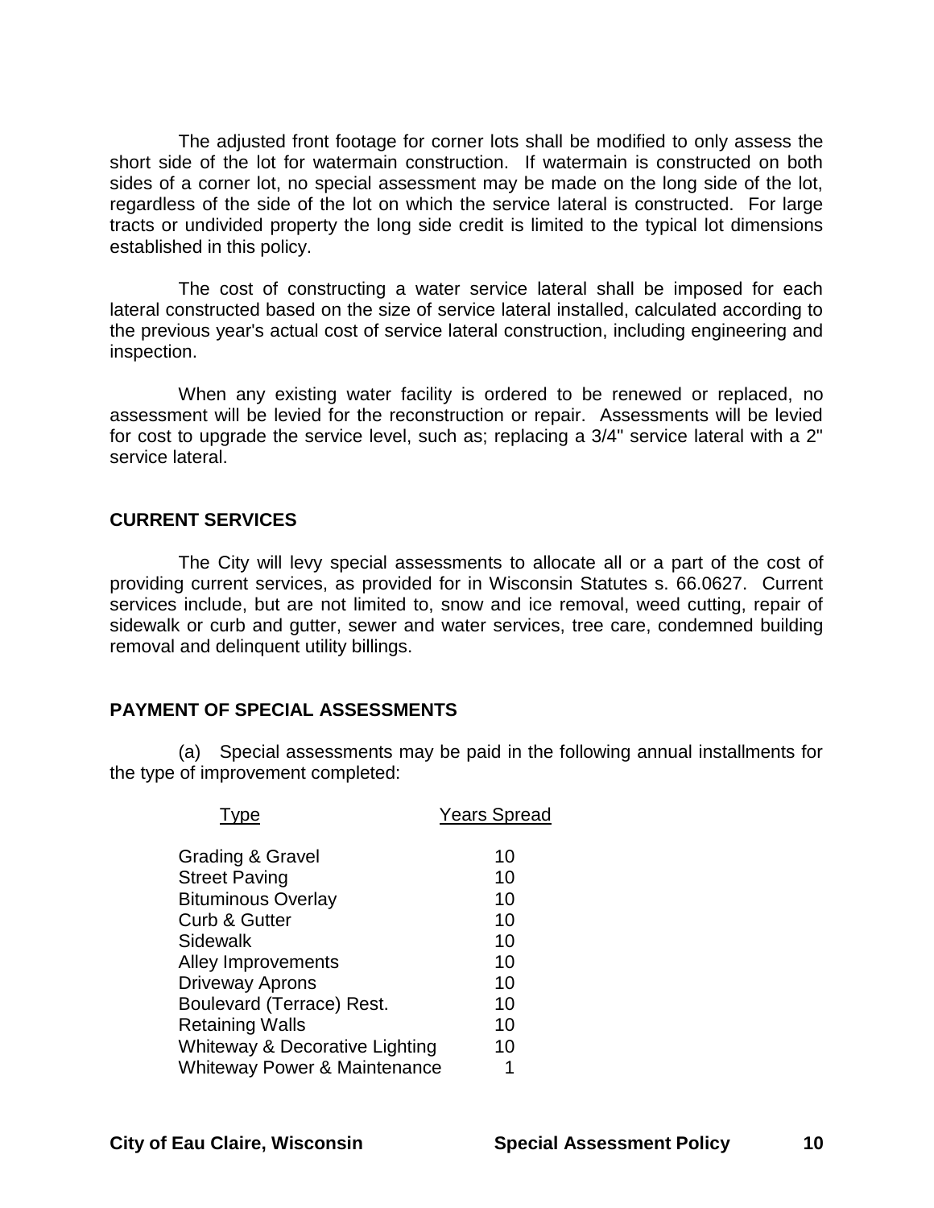The adjusted front footage for corner lots shall be modified to only assess the short side of the lot for watermain construction. If watermain is constructed on both sides of a corner lot, no special assessment may be made on the long side of the lot, regardless of the side of the lot on which the service lateral is constructed. For large tracts or undivided property the long side credit is limited to the typical lot dimensions established in this policy.

The cost of constructing a water service lateral shall be imposed for each lateral constructed based on the size of service lateral installed, calculated according to the previous year's actual cost of service lateral construction, including engineering and inspection.

When any existing water facility is ordered to be renewed or replaced, no assessment will be levied for the reconstruction or repair. Assessments will be levied for cost to upgrade the service level, such as; replacing a 3/4" service lateral with a 2" service lateral.

## CURRENT SERVICES

The City will levy special assessments to allocate all or a part of the cost of providing current services, as provided for in Wisconsin Statutes s. 66.0627. Current services include, but are not limited to, snow and ice removal, weed cutting, repair of sidewalk or curb and gutter, sewer and water services, tree care, condemned building removal and delinquent utility billings.

## PAYMENT OF SPECIAL ASSESSMENTS

(a) Special assessments may be paid in the following annual installments for the type of improvement completed:

| Type | Years Spread |
|---|---|
| Grading & Gravel | 10 |
| Street Paving | 10 |
| Bituminous Overlay | 10 |
| Curb & Gutter | 10 |
| Sidewalk | 10 |
| Alley Improvements | 10 |
| Driveway Aprons | 10 |
| Boulevard (Terrace) Rest. | 10 |
| Retaining Walls | 10 |
| Whiteway & Decorative Lighting | 10 |
| Whiteway Power & Maintenance | 1 |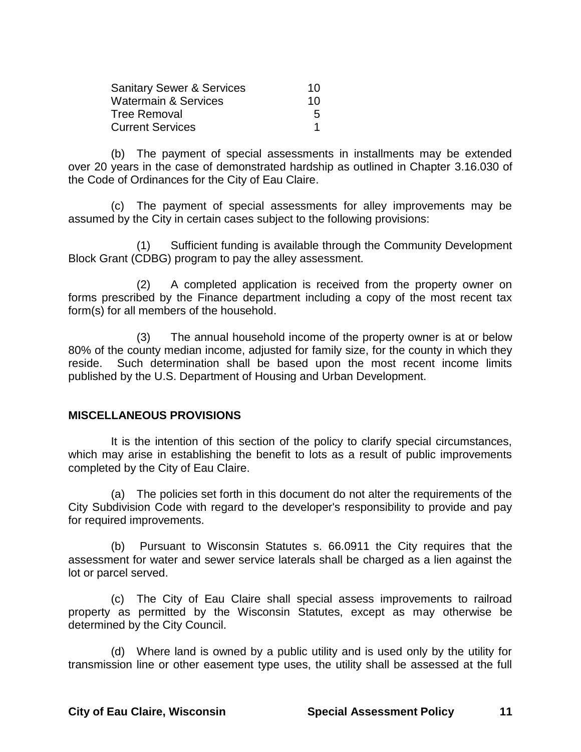| | |
|---|---|
| Sanitary Sewer & Services | 10 |
| Watermain & Services | 10 |
| Tree Removal | 5 |
| Current Services | 1 |

(b) The payment of special assessments in installments may be extended over 20 years in the case of demonstrated hardship as outlined in Chapter 3.16.030 of the Code of Ordinances for the City of Eau Claire.

(c) The payment of special assessments for alley improvements may be assumed by the City in certain cases subject to the following provisions:

(1) Sufficient funding is available through the Community Development Block Grant (CDBG) program to pay the alley assessment.

(2) A completed application is received from the property owner on forms prescribed by the Finance department including a copy of the most recent tax form(s) for all members of the household.

(3) The annual household income of the property owner is at or below 80% of the county median income, adjusted for family size, for the county in which they reside. Such determination shall be based upon the most recent income limits published by the U.S. Department of Housing and Urban Development.

**MISCELLANEOUS PROVISIONS**

It is the intention of this section of the policy to clarify special circumstances, which may arise in establishing the benefit to lots as a result of public improvements completed by the City of Eau Claire.

(a) The policies set forth in this document do not alter the requirements of the City Subdivision Code with regard to the developer's responsibility to provide and pay for required improvements.

(b) Pursuant to Wisconsin Statutes s. 66.0911 the City requires that the assessment for water and sewer service laterals shall be charged as a lien against the lot or parcel served.

(c) The City of Eau Claire shall special assess improvements to railroad property as permitted by the Wisconsin Statutes, except as may otherwise be determined by the City Council.

(d) Where land is owned by a public utility and is used only by the utility for transmission line or other easement type uses, the utility shall be assessed at the full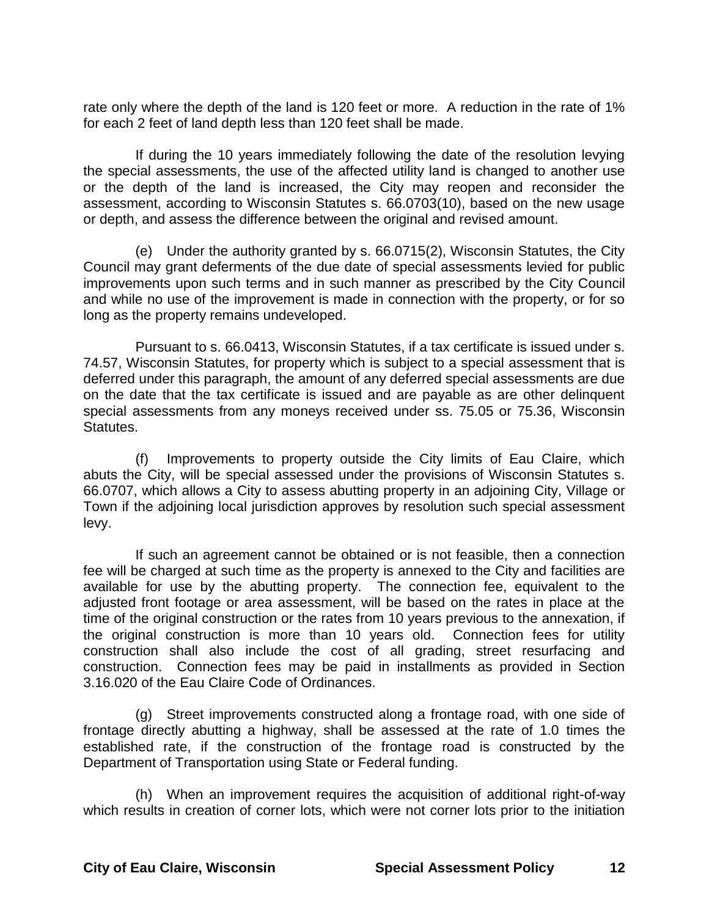rate only where the depth of the land is 120 feet or more. A reduction in the rate of 1% for each 2 feet of land depth less than 120 feet shall be made.

If during the 10 years immediately following the date of the resolution levying the special assessments, the use of the affected utility land is changed to another use or the depth of the land is increased, the City may reopen and reconsider the assessment, according to Wisconsin Statutes s. 66.0703(10), based on the new usage or depth, and assess the difference between the original and revised amount.

(e) Under the authority granted by s. 66.0715(2), Wisconsin Statutes, the City Council may grant deferments of the due date of special assessments levied for public improvements upon such terms and in such manner as prescribed by the City Council and while no use of the improvement is made in connection with the property, or for so long as the property remains undeveloped.

Pursuant to s. 66.0413, Wisconsin Statutes, if a tax certificate is issued under s. 74.57, Wisconsin Statutes, for property which is subject to a special assessment that is deferred under this paragraph, the amount of any deferred special assessments are due on the date that the tax certificate is issued and are payable as are other delinquent special assessments from any moneys received under ss. 75.05 or 75.36, Wisconsin Statutes.

(f) Improvements to property outside the City limits of Eau Claire, which abuts the City, will be special assessed under the provisions of Wisconsin Statutes s. 66.0707, which allows a City to assess abutting property in an adjoining City, Village or Town if the adjoining local jurisdiction approves by resolution such special assessment levy.

If such an agreement cannot be obtained or is not feasible, then a connection fee will be charged at such time as the property is annexed to the City and facilities are available for use by the abutting property. The connection fee, equivalent to the adjusted front footage or area assessment, will be based on the rates in place at the time of the original construction or the rates from 10 years previous to the annexation, if the original construction is more than 10 years old. Connection fees for utility construction shall also include the cost of all grading, street resurfacing and construction. Connection fees may be paid in installments as provided in Section 3.16.020 of the Eau Claire Code of Ordinances.

(g) Street improvements constructed along a frontage road, with one side of frontage directly abutting a highway, shall be assessed at the rate of 1.0 times the established rate, if the construction of the frontage road is constructed by the Department of Transportation using State or Federal funding.

(h) When an improvement requires the acquisition of additional right-of-way which results in creation of corner lots, which were not corner lots prior to the initiation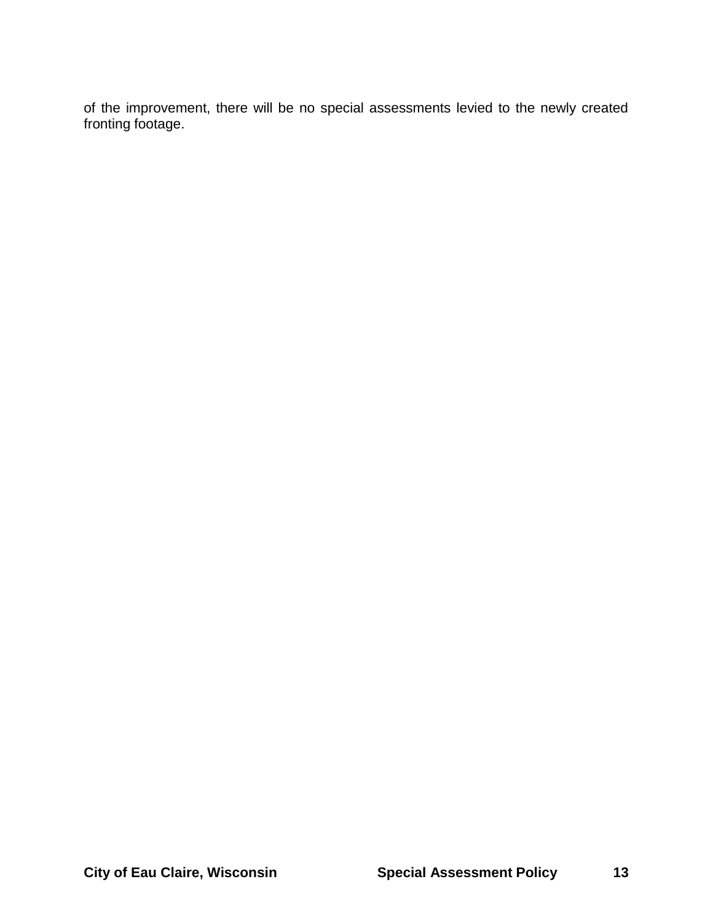of the improvement, there will be no special assessments levied to the newly created fronting footage.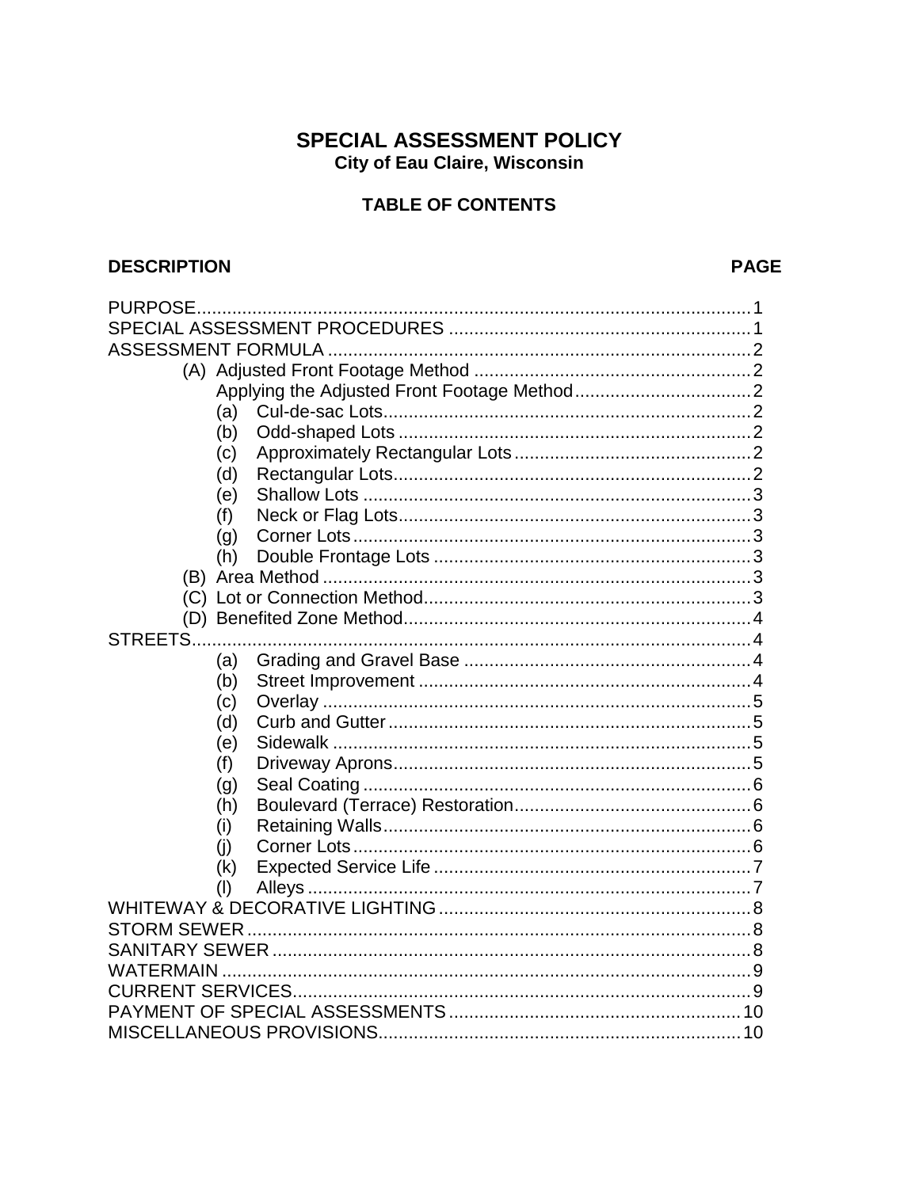# SPECIAL ASSESSMENT POLICY

**City of Eau Claire, Wisconsin**

**TABLE OF CONTENTS**

| **DESCRIPTION** | **PAGE** |
|---|---|
| PURPOSE | 1 |
| SPECIAL ASSESSMENT PROCEDURES | 1 |
| ASSESSMENT FORMULA | 2 |
| (A) Adjusted Front Footage Method | 2 |
| Applying the Adjusted Front Footage Method | 2 |
| (a) Cul-de-sac Lots | 2 |
| (b) Odd-shaped Lots | 2 |
| (c) Approximately Rectangular Lots | 2 |
| (d) Rectangular Lots | 2 |
| (e) Shallow Lots | 3 |
| (f) Neck or Flag Lots | 3 |
| (g) Corner Lots | 3 |
| (h) Double Frontage Lots | 3 |
| (B) Area Method | 3 |
| (C) Lot or Connection Method | 3 |
| (D) Benefited Zone Method | 4 |
| STREETS | 4 |
| (a) Grading and Gravel Base | 4 |
| (b) Street Improvement | 4 |
| (c) Overlay | 5 |
| (d) Curb and Gutter | 5 |
| (e) Sidewalk | 5 |
| (f) Driveway Aprons | 5 |
| (g) Seal Coating | 6 |
| (h) Boulevard (Terrace) Restoration | 6 |
| (i) Retaining Walls | 6 |
| (j) Corner Lots | 6 |
| (k) Expected Service Life | 7 |
| (l) Alleys | 7 |
| WHITEWAY & DECORATIVE LIGHTING | 8 |
| STORM SEWER | 8 |
| SANITARY SEWER | 8 |
| WATERMAIN | 9 |
| CURRENT SERVICES | 9 |
| PAYMENT OF SPECIAL ASSESSMENTS | 10 |
| MISCELLANEOUS PROVISIONS | 10 |